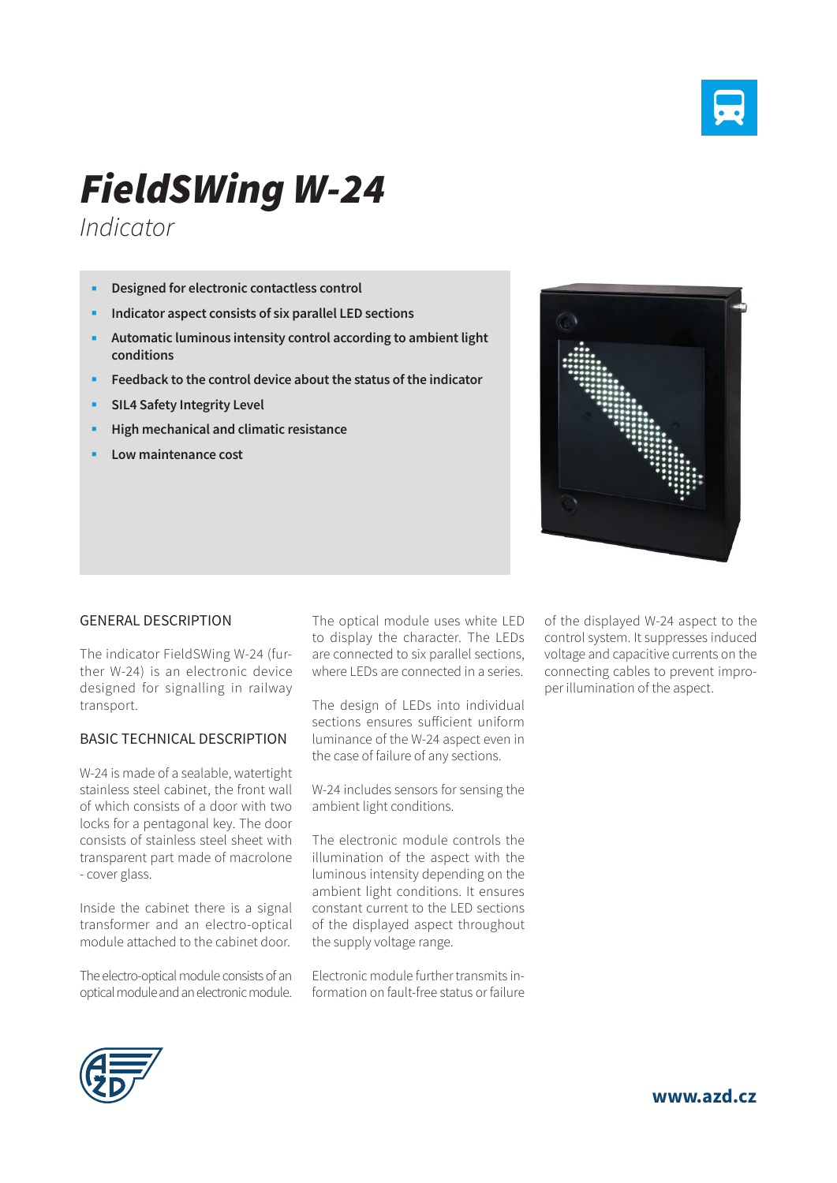# FieldSWing W-24

*Indicator*

- **Designed for electronic contactless control**
- **Indicator aspect consists of six parallel LED sections**
- **Automatic luminous intensity control according to ambient light conditions**
- **Feedback to the control device about the status of the indicator**
- **SIL4 Safety Integrity Level**
- **High mechanical and climatic resistance**
- **Low maintenance cost**

## GENERAL DESCRIPTION

The indicator FieldSWing W-24 (further W-24) is an electronic device designed for signalling in railway transport.

## BASIC TECHNICAL DESCRIPTION

W-24 is made of a sealable, watertight stainless steel cabinet, the front wall of which consists of a door with two locks for a pentagonal key. The door consists of stainless steel sheet with transparent part made of macrolone - cover glass.

Inside the cabinet there is a signal transformer and an electro-optical module attached to the cabinet door.

The electro-optical module consists of an optical module and an electronic module.

The optical module uses white LED to display the character. The LEDs are connected to six parallel sections, where LEDs are connected in a series.

The design of LEDs into individual sections ensures sufficient uniform luminance of the W-24 aspect even in the case of failure of any sections.

W-24 includes sensors for sensing the ambient light conditions.

The electronic module controls the illumination of the aspect with the luminous intensity depending on the ambient light conditions. It ensures constant current to the LED sections of the displayed aspect throughout the supply voltage range.

Electronic module further transmits information on fault-free status or failure of the displayed W-24 aspect to the control system. It suppresses induced voltage and capacitive currents on the connecting cables to prevent improper illumination of the aspect.

**www.azd.cz**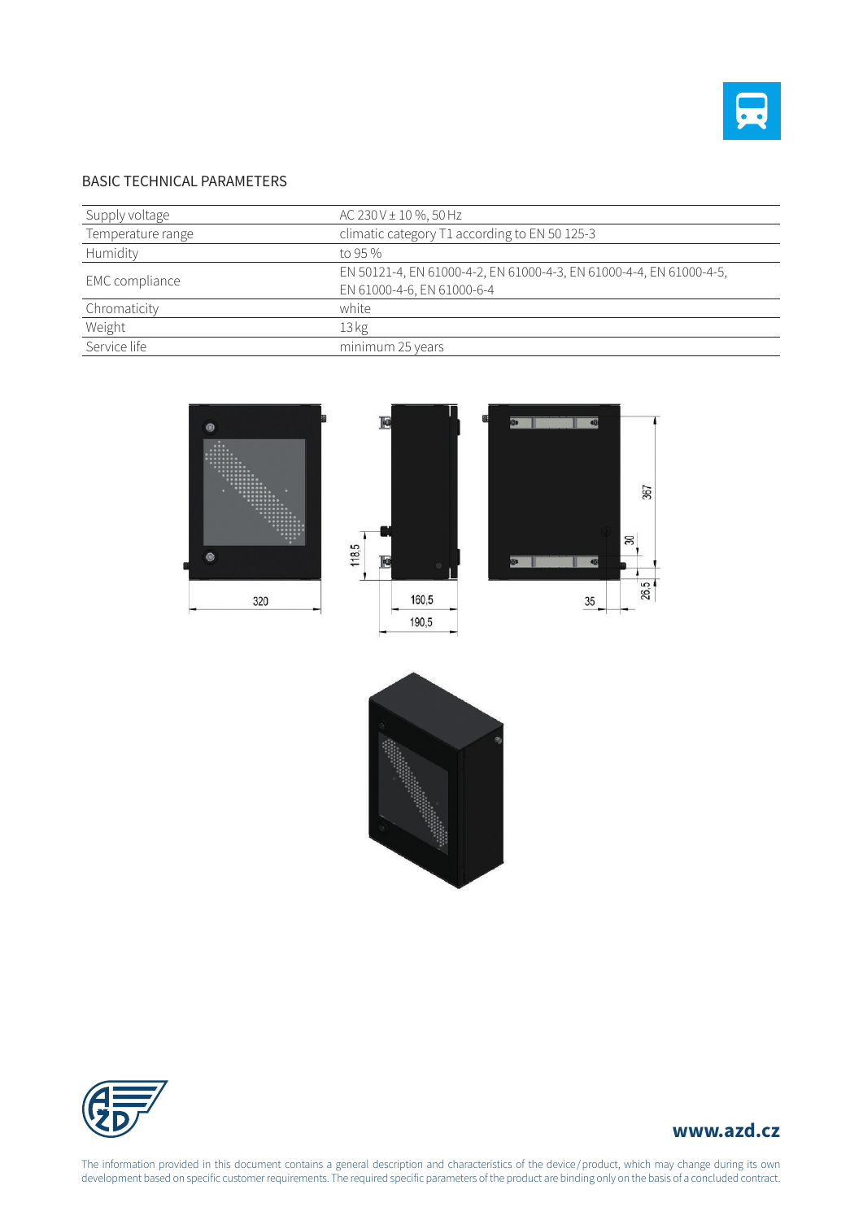BASIC TECHNICAL PARAMETERS

| | |
|---|---|
| Supply voltage | AC 230 V ± 10 %, 50 Hz |
| Temperature range | climatic category T1 according to EN 50 125-3 |
| Humidity | to 95 % |
| EMC compliance | EN 50121-4, EN 61000-4-2, EN 61000-4-3, EN 61000-4-4, EN 61000-4-5, EN 61000-4-6, EN 61000-6-4 |
| Chromaticity | white |
| Weight | 13 kg |
| Service life | minimum 25 years |

320

118,5

160,5

190,5

367

30

35

26,5

www.azd.cz

The information provided in this document contains a general description and characteristics of the device/product, which may change during its own development based on specific customer requirements. The required specific parameters of the product are binding only on the basis of a concluded contract.